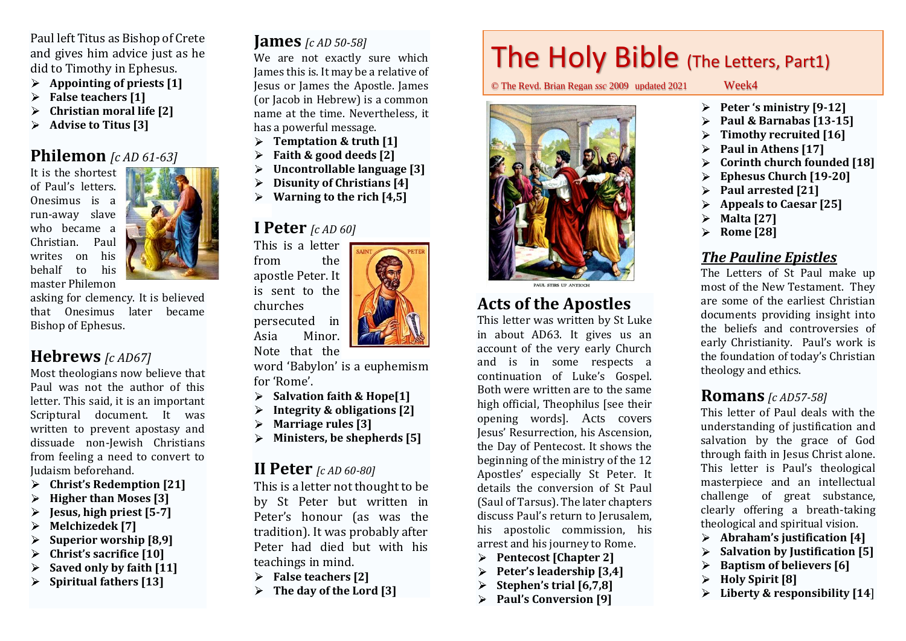# The Holy Bible (The Letters, Part1)

© The Revd. Brian Regan ssc 2009 updated 2021 Week4

PAUL STIRS UP ANTIOCH

## Acts of the Apostles

This letter was written by St Luke in about AD63. It gives us an account of the very early Church and is in some respects a continuation of Luke's Gospel. Both were written are to the same high official, Theophilus [see their opening words]. Acts covers Jesus' Resurrection, his Ascension, the Day of Pentecost. It shows the beginning of the ministry of the 12 Apostles' especially St Peter. It details the conversion of St Paul (Saul of Tarsus). The later chapters discuss Paul's return to Jerusalem, his apostolic commission, his arrest and his journey to Rome.

- **Pentecost [Chapter 2]**
- **Peter's leadership [3,4]**
- **Stephen's trial [6,7,8]**
- **Paul's Conversion [9]**
- **Peter 's ministry [9-12]**
- **Paul & Barnabas [13-15]**
- **Timothy recruited [16]**
- **Paul in Athens [17]**
- **Corinth church founded [18]**
- **Ephesus Church [19-20]**
- **Paul arrested [21]**
- **Appeals to Caesar [25]**
- **Malta [27]**
- **Rome [28]**

## ***The Pauline Epistles***

The Letters of St Paul make up most of the New Testament. They are some of the earliest Christian documents providing insight into the beliefs and controversies of early Christianity. Paul's work is the foundation of today's Christian theology and ethics.

## Romans *[c AD57-58]*

This letter of Paul deals with the understanding of justification and salvation by the grace of God through faith in Jesus Christ alone. This letter is Paul's theological masterpiece and an intellectual challenge of great substance, clearly offering a breath-taking theological and spiritual vision.

- **Abraham's justification [4]**
- **Salvation by Justification [5]**
- **Baptism of believers [6]**
- **Holy Spirit [8]**
- **Liberty & responsibility [14]**

Paul left Titus as Bishop of Crete and gives him advice just as he did to Timothy in Ephesus.

- **Appointing of priests [1]**
- **False teachers [1]**
- **Christian moral life [2]**
- **Advise to Titus [3]**

## Philemon *[c AD 61-63]*

It is the shortest of Paul's letters. Onesimus is a run-away slave who became a Christian. Paul writes on his behalf to his master Philemon asking for clemency. It is believed that Onesimus later became Bishop of Ephesus.

## Hebrews *[c AD67]*

Most theologians now believe that Paul was not the author of this letter. This said, it is an important Scriptural document. It was written to prevent apostasy and dissuade non-Jewish Christians from feeling a need to convert to Judaism beforehand.

- **Christ's Redemption [21]**
- **Higher than Moses [3]**
- **Jesus, high priest [5-7]**
- **Melchizedek [7]**
- **Superior worship [8,9]**
- **Christ's sacrifice [10]**
- **Saved only by faith [11]**
- **Spiritual fathers [13]**

## James *[c AD 50-58]*

We are not exactly sure which James this is. It may be a relative of Jesus or James the Apostle. James (or Jacob in Hebrew) is a common name at the time. Nevertheless, it has a powerful message.

- **Temptation & truth [1]**
- **Faith & good deeds [2]**
- **Uncontrollable language [3]**
- **Disunity of Christians [4]**
- **Warning to the rich [4,5]**

## I Peter *[c AD 60]*

This is a letter from the apostle Peter. It is sent to the churches persecuted in Asia Minor. Note that the word 'Babylon' is a euphemism for 'Rome'.

- **Salvation faith & Hope[1]**
- **Integrity & obligations [2]**
- **Marriage rules [3]**
- **Ministers, be shepherds [5]**

## II Peter *[c AD 60-80]*

This is a letter not thought to be by St Peter but written in Peter's honour (as was the tradition). It was probably after Peter had died but with his teachings in mind.

- **False teachers [2]**
- **The day of the Lord [3]**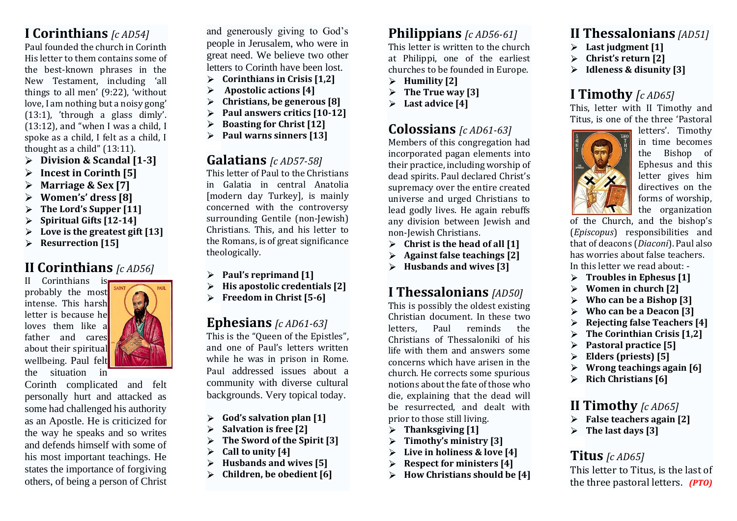## I Corinthians *[c AD54]*

Paul founded the church in Corinth His letter to them contains some of the best-known phrases in the New Testament, including 'all things to all men' (9:22), 'without love, I am nothing but a noisy gong' (13:1), 'through a glass dimly'. (13:12), and "when I was a child, I spoke as a child, I felt as a child, I thought as a child" (13:11).

- **Division & Scandal [1-3]**
- **Incest in Corinth [5]**
- **Marriage & Sex [7]**
- **Women's dress [8]**
- **The Lord's Supper [11]**
- **Spiritual Gifts [12-14]**
- **Love is the greatest gift [13]**
- **Resurrection [15]**

## II Corinthians *[c AD56]*

II Corinthians is probably the most intense. This harsh letter is because he loves them like a father and cares about their spiritual wellbeing. Paul felt the situation in Corinth complicated and felt personally hurt and attacked as some had challenged his authority as an Apostle. He is criticized for the way he speaks and so writes and defends himself with some of his most important teachings. He states the importance of forgiving others, of being a person of Christ and generously giving to God's people in Jerusalem, who were in great need. We believe two other letters to Corinth have been lost.

- **Corinthians in Crisis [1,2]**
- **Apostolic actions [4]**
- **Christians, be generous [8]**
- **Paul answers critics [10-12]**
- **Boasting for Christ [12]**
- **Paul warns sinners [13]**

## Galatians *[c AD57-58]*

This letter of Paul to the Christians in Galatia in central Anatolia [modern day Turkey], is mainly concerned with the controversy surrounding Gentile (non-Jewish) Christians. This, and his letter to the Romans, is of great significance theologically.

- **Paul's reprimand [1]**
- **His apostolic credentials [2]**
- **Freedom in Christ [5-6]**

## Ephesians *[c AD61-63]*

This is the "Queen of the Epistles", and one of Paul's letters written while he was in prison in Rome. Paul addressed issues about a community with diverse cultural backgrounds. Very topical today.

- **God's salvation plan [1]**
- **Salvation is free [2]**
- **The Sword of the Spirit [3]**
- **Call to unity [4]**
- **Husbands and wives [5]**
- **Children, be obedient [6]**

## Philippians *[c AD56-61]*

This letter is written to the church at Philippi, one of the earliest churches to be founded in Europe.

- **Humility [2]**
- **The True way [3]**
- **Last advice [4]**

## Colossians *[c AD61-63]*

Members of this congregation had incorporated pagan elements into their practice, including worship of dead spirits. Paul declared Christ's supremacy over the entire created universe and urged Christians to lead godly lives. He again rebuffs any division between Jewish and non-Jewish Christians.

- **Christ is the head of all [1]**
- **Against false teachings [2]**
- **Husbands and wives [3]**

## I Thessalonians *[AD50]*

This is possibly the oldest existing Christian document. In these two letters, Paul reminds the Christians of Thessaloniki of his life with them and answers some concerns which have arisen in the church. He corrects some spurious notions about the fate of those who die, explaining that the dead will be resurrected, and dealt with prior to those still living.

- **Thanksgiving [1]**
- **Timothy's ministry [3]**
- **Live in holiness & love [4]**
- **Respect for ministers [4]**
- **How Christians should be [4]**

## II Thessalonians *[AD51]*

- **Last judgment [1]**
- **Christ's return [2]**
- **Idleness & disunity [3]**

## I Timothy *[c AD65]*

This, letter with II Timothy and Titus, is one of the three 'Pastoral letters'. Timothy in time becomes the Bishop of Ephesus and this letter gives him directives on the forms of worship, the organization of the Church, and the bishop's (*Episcopus*) responsibilities and that of deacons (*Diaconi*). Paul also has worries about false teachers. In this letter we read about: -

- **Troubles in Ephesus [1]**
- **Women in church [2]**
- **Who can be a Bishop [3]**
- **Who can be a Deacon [3]**
- **Rejecting false Teachers [4]**
- **The Corinthian Crisis [1,2]**
- **Pastoral practice [5]**
- **Elders (priests) [5]**
- **Wrong teachings again [6]**
- **Rich Christians [6]**

## II Timothy *[c AD65]*

- **False teachers again [2]**
- **The last days [3]**

## Titus *[c AD65]*

This letter to Titus, is the last of the three pastoral letters. ***(PTO)***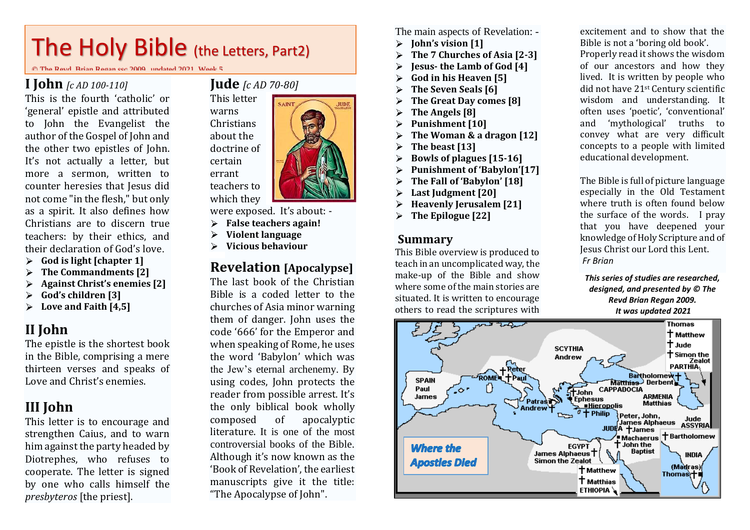# The Holy Bible (the Letters, Part2)

© The Revd. Brian Regan ssc 2009, updated 2021. Week 5

## I John *[c AD 100-110]*

This is the fourth 'catholic' or 'general' epistle and attributed to John the Evangelist the author of the Gospel of John and the other two epistles of John. It's not actually a letter, but more a sermon, written to counter heresies that Jesus did not come "in the flesh," but only as a spirit. It also defines how Christians are to discern true teachers: by their ethics, and their declaration of God's love.

- **God is light [chapter 1]**
- **The Commandments [2]**
- **Against Christ's enemies [2]**
- **God's children [3]**
- **Love and Faith [4,5]**

## II John

The epistle is the shortest book in the Bible, comprising a mere thirteen verses and speaks of Love and Christ's enemies.

## III John

This letter is to encourage and strengthen Caius, and to warn him against the party headed by Diotrephes, who refuses to cooperate. The letter is signed by one who calls himself the *presbyteros* [the priest].

## Jude *[c AD 70-80]*

This letter warns Christians about the doctrine of certain errant teachers to which they were exposed. It's about: -

- **False teachers again!**
- **Violent language**
- **Vicious behaviour**

## Revelation [Apocalypse]

The last book of the Christian Bible is a coded letter to the churches of Asia minor warning them of danger. John uses the code '666' for the Emperor and when speaking of Rome, he uses the word 'Babylon' which was the Jew's eternal archenemy. By using codes, John protects the reader from possible arrest. It's the only biblical book wholly composed of apocalyptic literature. It is one of the most controversial books of the Bible. Although it's now known as the 'Book of Revelation', the earliest manuscripts give it the title: "The Apocalypse of John".

The main aspects of Revelation: -

- **John's vision [1]**
- **The 7 Churches of Asia [2-3]**
- **Jesus- the Lamb of God [4]**
- **God in his Heaven [5]**
- **The Seven Seals [6]**
- **The Great Day comes [8]**
- **The Angels [8]**
- **Punishment [10]**
- **The Woman & a dragon [12]**
- **The beast [13]**
- **Bowls of plagues [15-16]**
- **Punishment of 'Babylon'[17]**
- **The Fall of 'Babylon' [18]**
- **Last Judgment [20]**
- **Heavenly Jerusalem [21]**
- **The Epilogue [22]**

## Summary

This Bible overview is produced to teach in an uncomplicated way, the make-up of the Bible and show where some of the main stories are situated. It is written to encourage others to read the scriptures with excitement and to show that the Bible is not a 'boring old book'. Properly read it shows the wisdom of our ancestors and how they lived. It is written by people who did not have 21st Century scientific wisdom and understanding. It often uses 'poetic', 'conventional' and 'mythological' truths to convey what are very difficult concepts to a people with limited educational development.

The Bible is full of picture language especially in the Old Testament where truth is often found below the surface of the words. I pray that you have deepened your knowledge of Holy Scripture and of Jesus Christ our Lord this Lent.

*Fr Brian*

***This series of studies are researched, designed, and presented by © The Revd Brian Regan 2009. It was updated 2021***

*Where the Apostles Died*

Thomas
Matthew
Jude
Simon the Zealot
PARTHIA
SCYTHIA
Andrew
SPAIN
Paul
James
ROME
Peter
Paul
Patras
Andrew
John
Ephesus
Hieropolis
Philip
CAPPADOCIA
Bartholomew
Matthias
Derbent
ARMENIA
Matthias
Peter, John, James Alphaeus
JUDEA
James
Jude
ASSYRIA
Machaerus
John the Baptist
Bartholomew
EGYPT
James Alphaeus
Simon the Zealot
INDIA
(Madras)
Thomas
Matthew
Matthias
ETHIOPIA